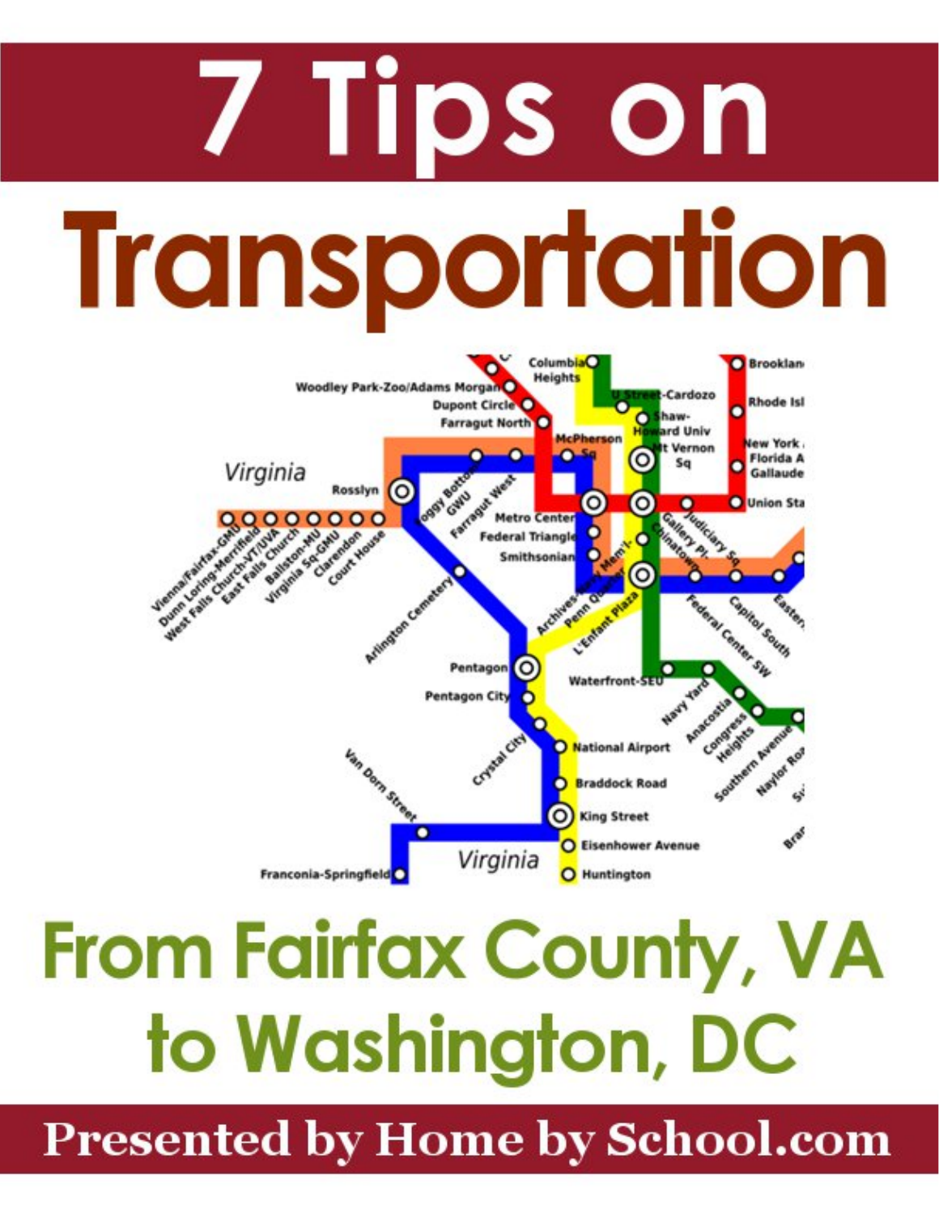# 7 Tips on Transportation

## From Fairfax County, VA to Washington, DC

**Presented by Home by School.com**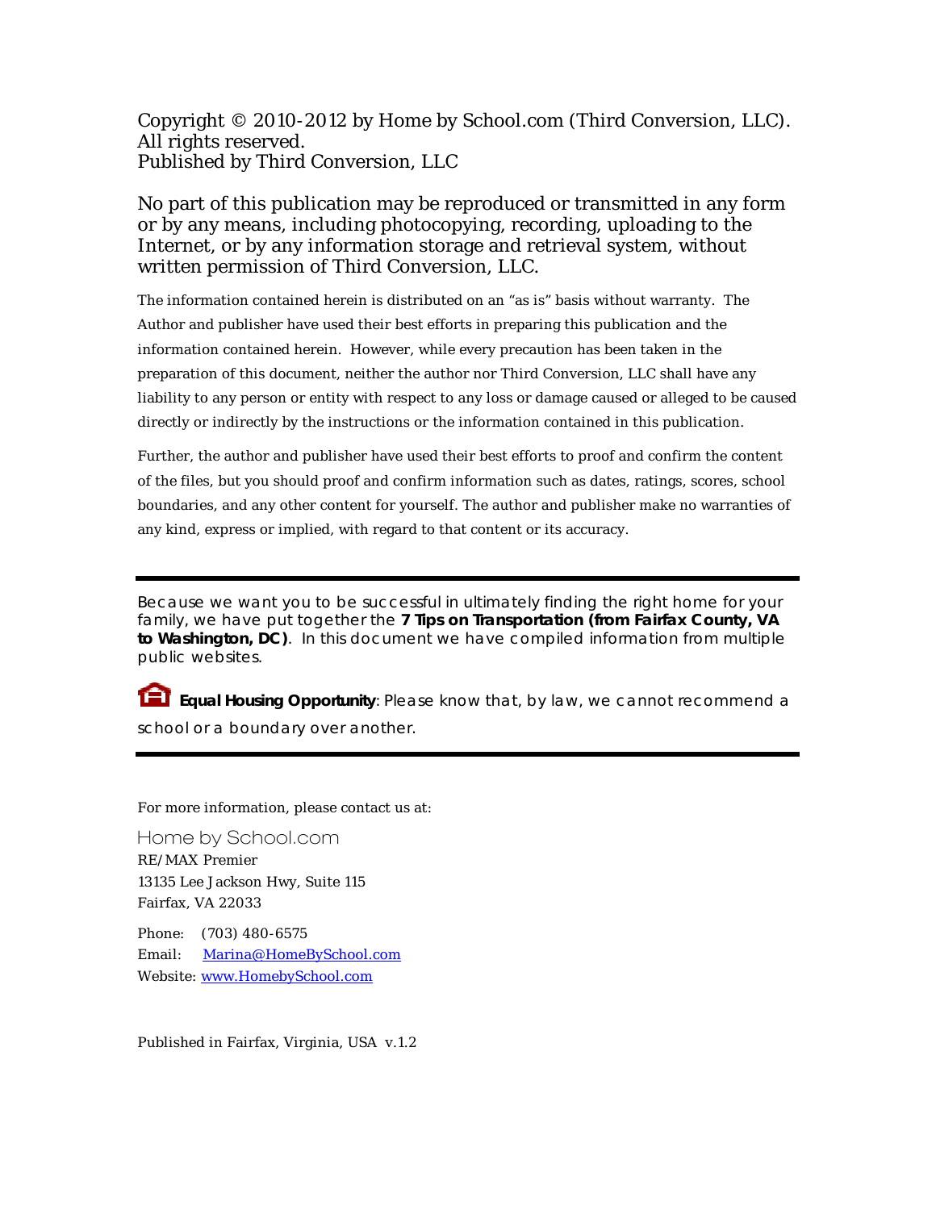Copyright © 2010-2012 by Home by School.com (Third Conversion, LLC).
All rights reserved.
Published by Third Conversion, LLC

No part of this publication may be reproduced or transmitted in any form or by any means, including photocopying, recording, uploading to the Internet, or by any information storage and retrieval system, without written permission of Third Conversion, LLC.

The information contained herein is distributed on an "as is" basis without warranty. The Author and publisher have used their best efforts in preparing this publication and the information contained herein. However, while every precaution has been taken in the preparation of this document, neither the author nor Third Conversion, LLC shall have any liability to any person or entity with respect to any loss or damage caused or alleged to be caused directly or indirectly by the instructions or the information contained in this publication.

Further, the author and publisher have used their best efforts to proof and confirm the content of the files, but you should proof and confirm information such as dates, ratings, scores, school boundaries, and any other content for yourself. The author and publisher make no warranties of any kind, express or implied, with regard to that content or its accuracy.

---

Because we want you to be successful in ultimately finding the right home for your family, we have put together the **7 Tips on Transportation (from Fairfax County, VA to Washington, DC)**. In this document we have compiled information from multiple public websites.

**Equal Housing Opportunity**: Please know that, by law, we cannot recommend a school or a boundary over another.

---

For more information, please contact us at:

Home by School.com
RE/MAX Premier
13135 Lee Jackson Hwy, Suite 115
Fairfax, VA 22033

Phone: (703) 480-6575
Email: Marina@HomeBySchool.com
Website: www.HomebySchool.com

Published in Fairfax, Virginia, USA v.1.2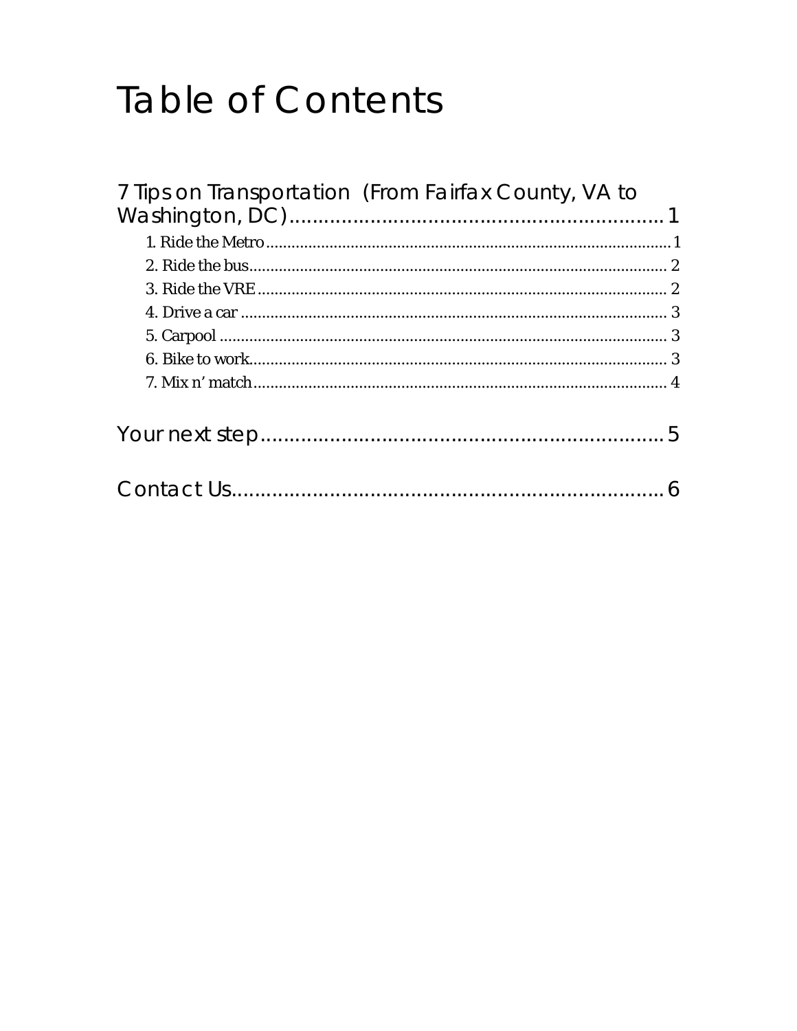# Table of Contents

7 Tips on Transportation (From Fairfax County, VA to Washington, DC)........................................................ 1

- 1. Ride the Metro........................................................................................................ 1
- 2. Ride the bus.......................................................................................................... 2
- 3. Ride the VRE......................................................................................................... 2
- 4. Drive a car ........................................................................................................... 3
- 5. Carpool ................................................................................................................ 3
- 6. Bike to work.......................................................................................................... 3
- 7. Mix n' match......................................................................................................... 4

Your next step........................................................................ 5

Contact Us............................................................................. 6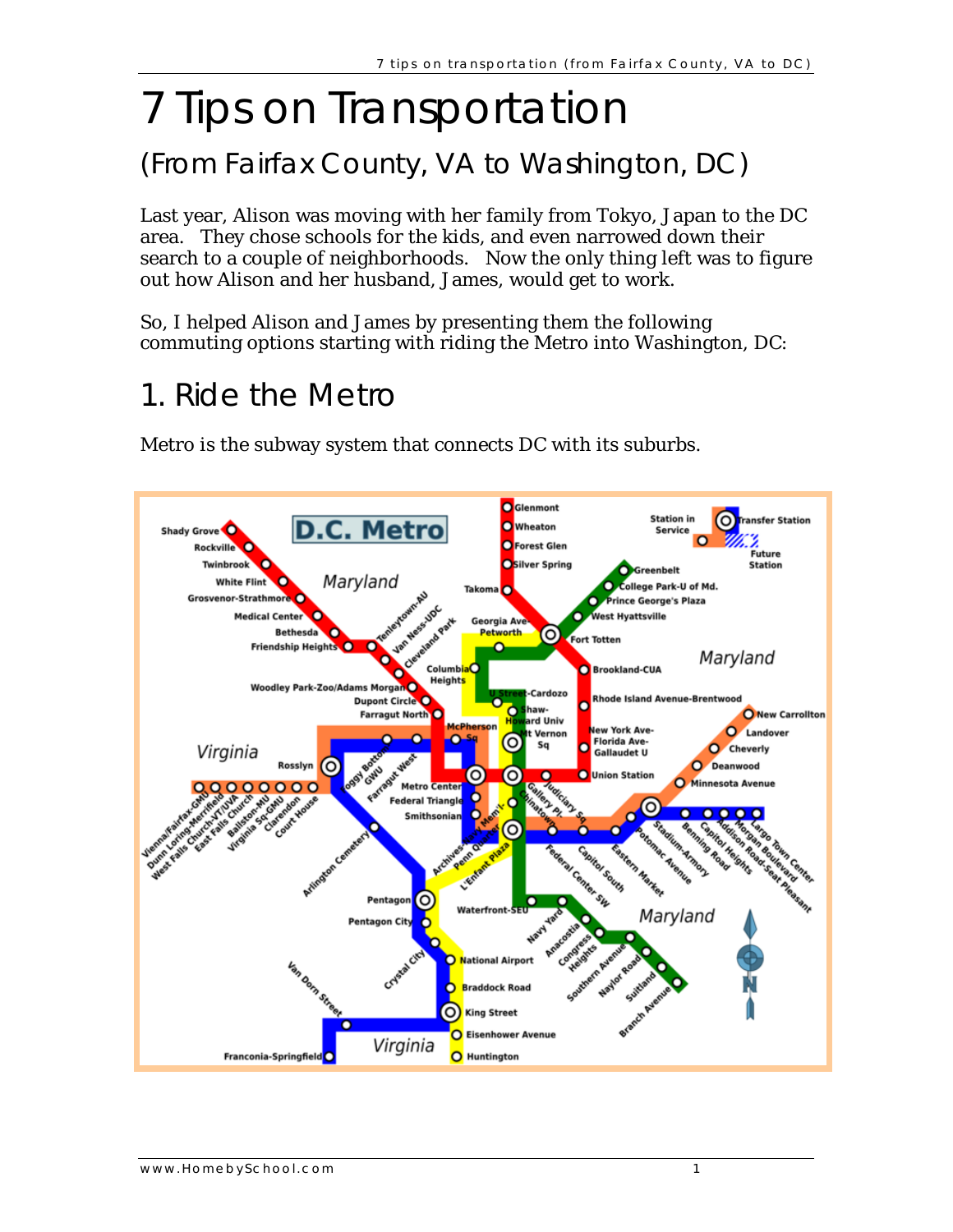# 7 Tips on Transportation

## (From Fairfax County, VA to Washington, DC)

Last year, Alison was moving with her family from Tokyo, Japan to the DC area. They chose schools for the kids, and even narrowed down their search to a couple of neighborhoods. Now the only thing left was to figure out how Alison and her husband, James, would get to work.

So, I helped Alison and James by presenting them the following commuting options starting with riding the Metro into Washington, DC:

## 1. Ride the Metro

Metro is the subway system that connects DC with its suburbs.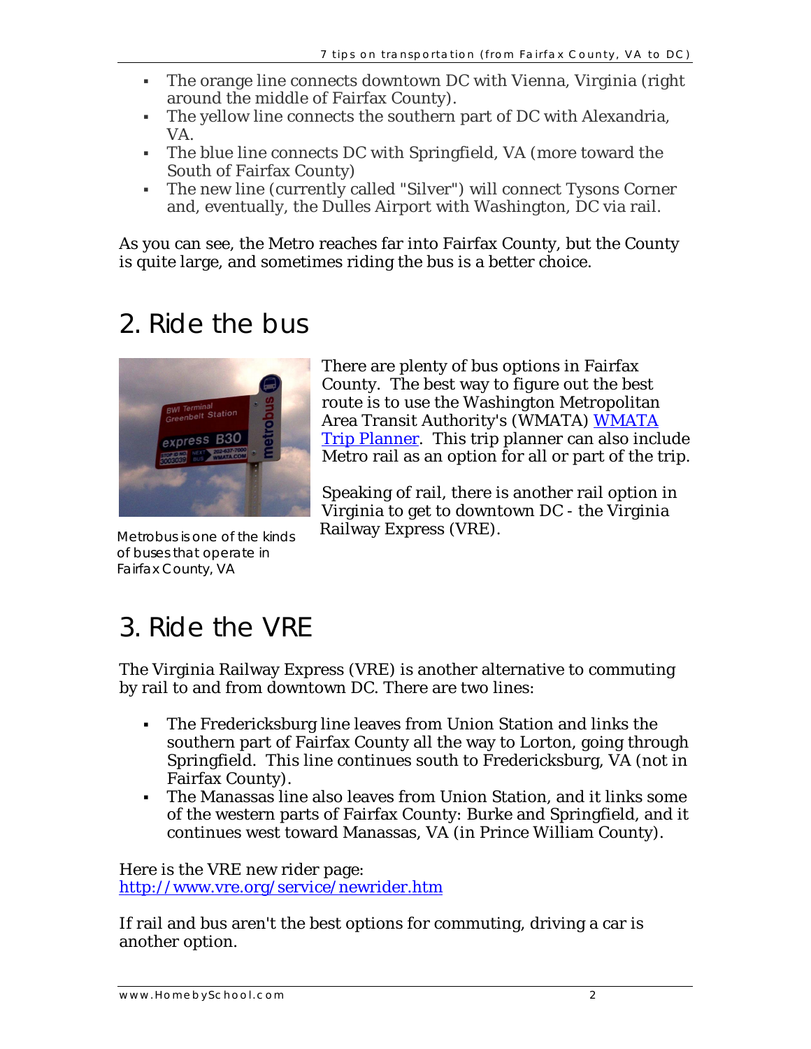- The orange line connects downtown DC with Vienna, Virginia (right around the middle of Fairfax County).
- The yellow line connects the southern part of DC with Alexandria, VA.
- The blue line connects DC with Springfield, VA (more toward the South of Fairfax County)
- The new line (currently called "Silver") will connect Tysons Corner and, eventually, the Dulles Airport with Washington, DC via rail.

As you can see, the Metro reaches far into Fairfax County, but the County is quite large, and sometimes riding the bus is a better choice.

## 2. Ride the bus

There are plenty of bus options in Fairfax County. The best way to figure out the best route is to use the Washington Metropolitan Area Transit Authority's (WMATA) WMATA Trip Planner. This trip planner can also include Metro rail as an option for all or part of the trip.

Speaking of rail, there is another rail option in Virginia to get to downtown DC - the Virginia Railway Express (VRE).

Metrobus is one of the kinds of buses that operate in Fairfax County, VA

## 3. Ride the VRE

The Virginia Railway Express (VRE) is another alternative to commuting by rail to and from downtown DC. There are two lines:

- The Fredericksburg line leaves from Union Station and links the southern part of Fairfax County all the way to Lorton, going through Springfield. This line continues south to Fredericksburg, VA (not in Fairfax County).
- The Manassas line also leaves from Union Station, and it links some of the western parts of Fairfax County: Burke and Springfield, and it continues west toward Manassas, VA (in Prince William County).

Here is the VRE new rider page:
http://www.vre.org/service/newrider.htm

If rail and bus aren't the best options for commuting, driving a car is another option.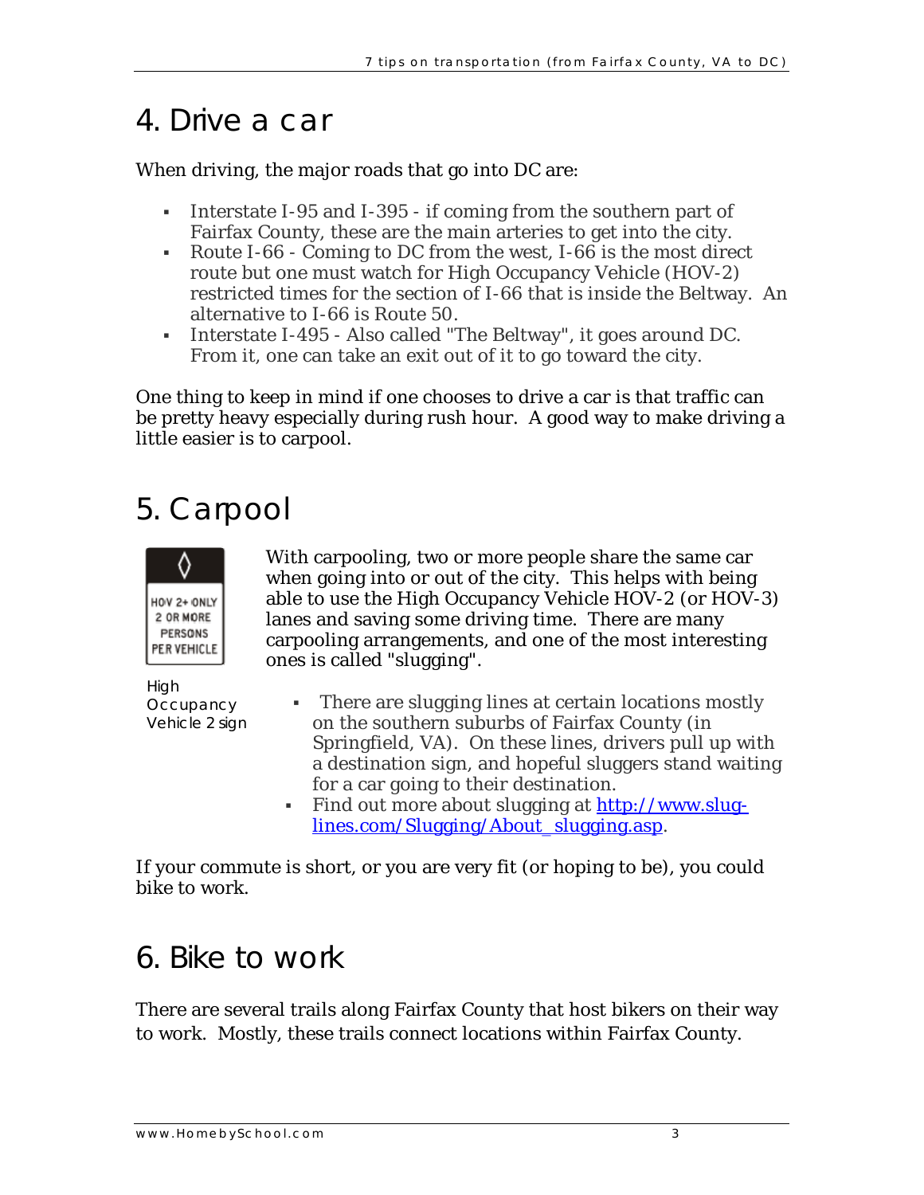# 4. Drive a car

When driving, the major roads that go into DC are:

- Interstate I-95 and I-395 - if coming from the southern part of Fairfax County, these are the main arteries to get into the city.
- Route I-66 - Coming to DC from the west, I-66 is the most direct route but one must watch for High Occupancy Vehicle (HOV-2) restricted times for the section of I-66 that is inside the Beltway. An alternative to I-66 is Route 50.
- Interstate I-495 - Also called "The Beltway", it goes around DC. From it, one can take an exit out of it to go toward the city.

One thing to keep in mind if one chooses to drive a car is that traffic can be pretty heavy especially during rush hour. A good way to make driving a little easier is to carpool.

# 5. Carpool

With carpooling, two or more people share the same car when going into or out of the city. This helps with being able to use the High Occupancy Vehicle HOV-2 (or HOV-3) lanes and saving some driving time. There are many carpooling arrangements, and one of the most interesting ones is called "slugging".

HOV 2+ ONLY 2 OR MORE PERSONS PER VEHICLE

High Occupancy Vehicle 2 sign

- There are slugging lines at certain locations mostly on the southern suburbs of Fairfax County (in Springfield, VA). On these lines, drivers pull up with a destination sign, and hopeful sluggers stand waiting for a car going to their destination.
- Find out more about slugging at [http://www.slug-lines.com/Slugging/About_slugging.asp](http://www.slug-lines.com/Slugging/About_slugging.asp).

If your commute is short, or you are very fit (or hoping to be), you could bike to work.

# 6. Bike to work

There are several trails along Fairfax County that host bikers on their way to work. Mostly, these trails connect locations within Fairfax County.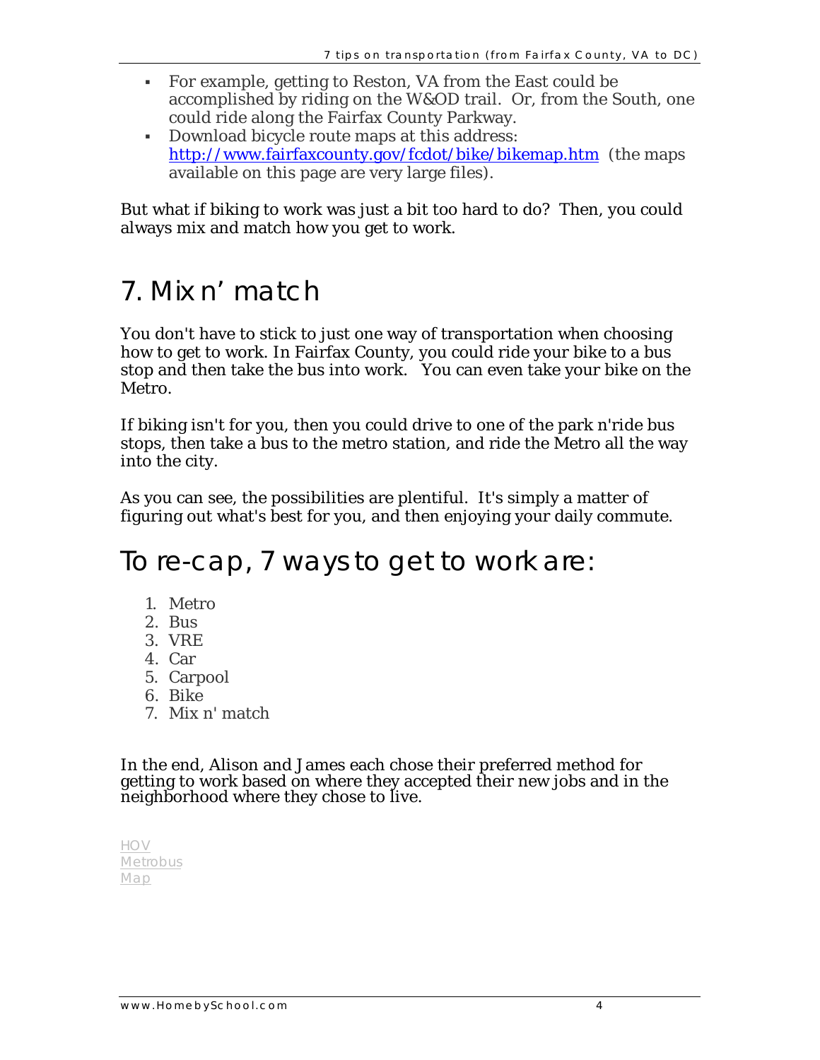- For example, getting to Reston, VA from the East could be accomplished by riding on the W&OD trail. Or, from the South, one could ride along the Fairfax County Parkway.
- Download bicycle route maps at this address: [http://www.fairfaxcounty.gov/fcdot/bike/bikemap.htm](http://www.fairfaxcounty.gov/fcdot/bike/bikemap.htm) (the maps available on this page are very large files).

But what if biking to work was just a bit too hard to do? Then, you could always mix and match how you get to work.

## 7. Mix n' match

You don't have to stick to just one way of transportation when choosing how to get to work. In Fairfax County, you could ride your bike to a bus stop and then take the bus into work. You can even take your bike on the Metro.

If biking isn't for you, then you could drive to one of the park n'ride bus stops, then take a bus to the metro station, and ride the Metro all the way into the city.

As you can see, the possibilities are plentiful. It's simply a matter of figuring out what's best for you, and then enjoying your daily commute.

## To re-cap, 7 ways to get to work are:

1. Metro
2. Bus
3. VRE
4. Car
5. Carpool
6. Bike
7. Mix n' match

In the end, Alison and James each chose their preferred method for getting to work based on where they accepted their new jobs and in the neighborhood where they chose to live.

HOV
Metrobus
Map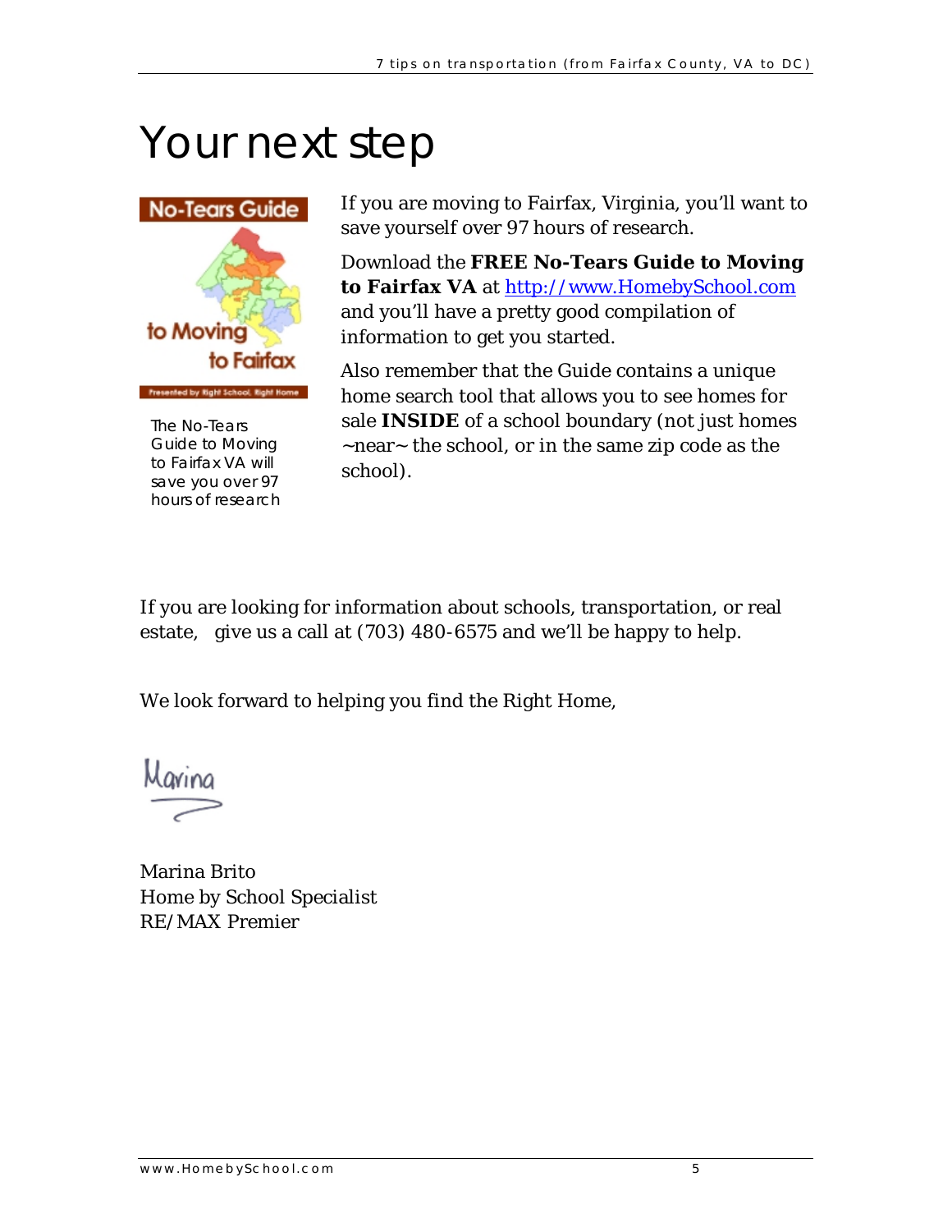# Your next step

The No-Tears Guide to Moving to Fairfax VA will save you over 97 hours of research

If you are moving to Fairfax, Virginia, you'll want to save yourself over 97 hours of research.

Download the **FREE No-Tears Guide to Moving to Fairfax VA** at [http://www.HomebySchool.com](http://www.HomebySchool.com) and you'll have a pretty good compilation of information to get you started.

Also remember that the Guide contains a unique home search tool that allows you to see homes for sale **INSIDE** of a school boundary (not just homes ~near~ the school, or in the same zip code as the school).

If you are looking for information about schools, transportation, or real estate, give us a call at (703) 480-6575 and we'll be happy to help.

We look forward to helping you find the Right Home,

Marina

Marina Brito
Home by School Specialist
RE/MAX Premier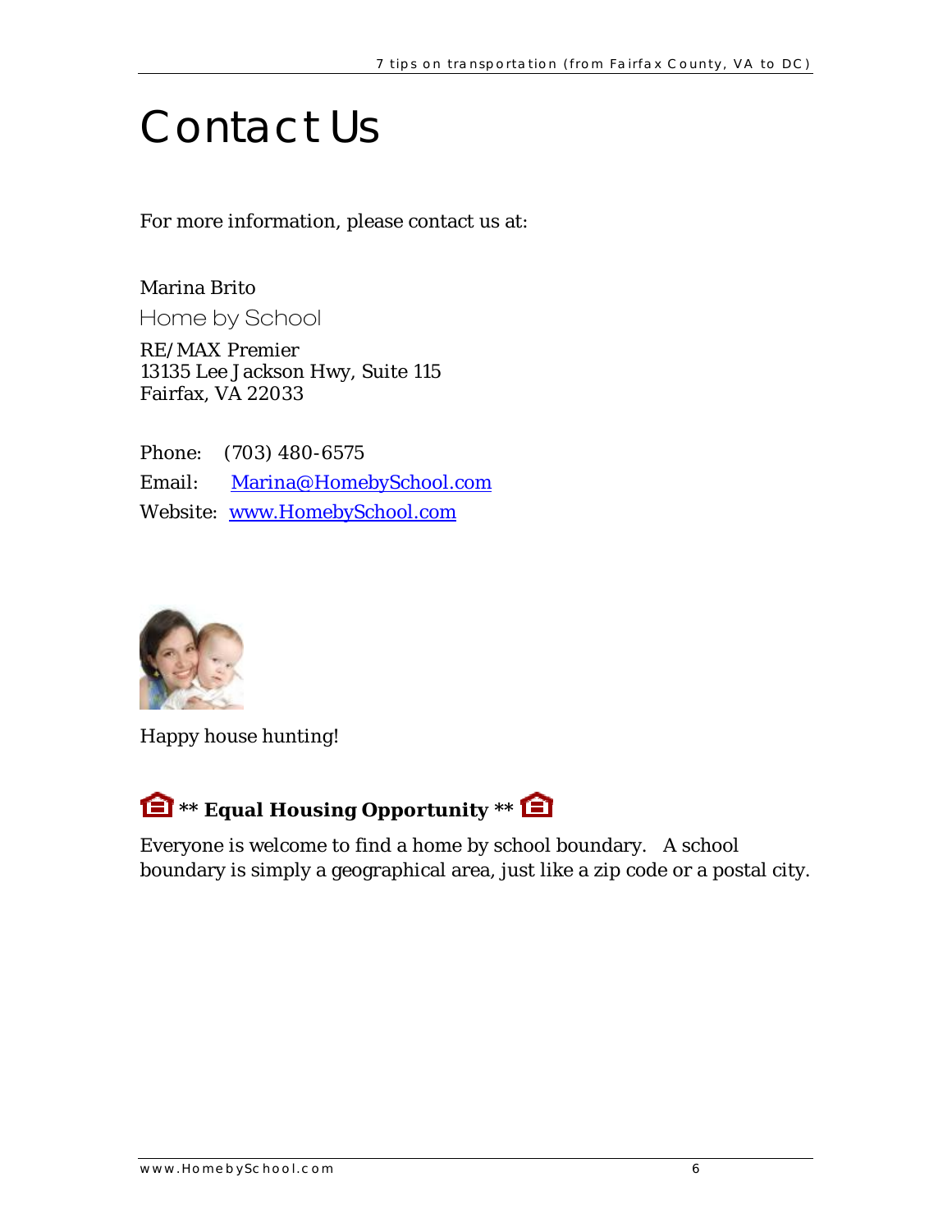# Contact Us

For more information, please contact us at:

Marina Brito
Home by School
RE/MAX Premier
13135 Lee Jackson Hwy, Suite 115
Fairfax, VA 22033

Phone: (703) 480-6575
Email: Marina@HomebySchool.com
Website: www.HomebySchool.com

Happy house hunting!

**\*\* Equal Housing Opportunity \*\***

Everyone is welcome to find a home by school boundary. A school boundary is simply a geographical area, just like a zip code or a postal city.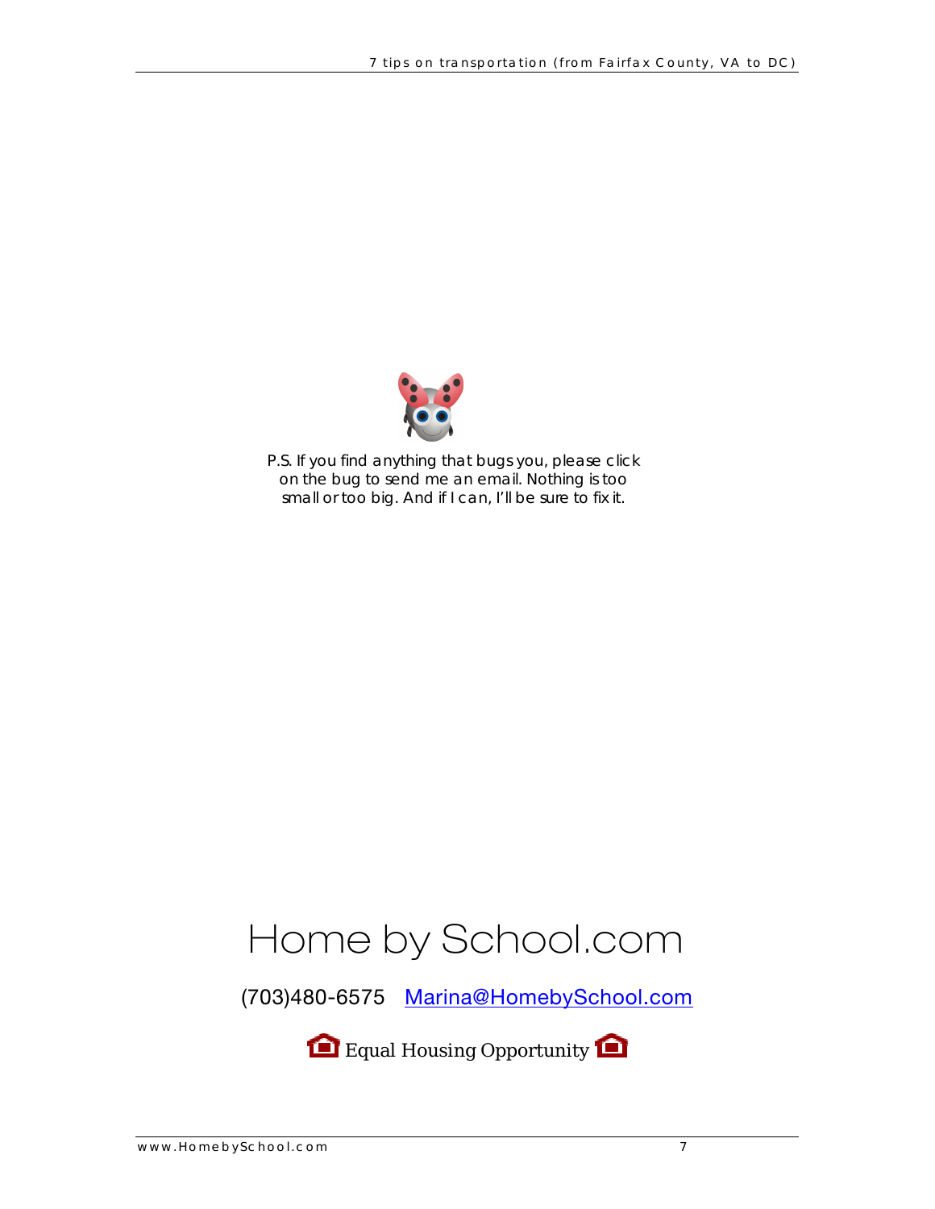P.S. If you find anything that bugs you, please click on the bug to send me an email. Nothing is too small or too big. And if I can, I'll be sure to fix it.

# Home by School.com

(703)480-6575 Marina@HomebySchool.com

Equal Housing Opportunity